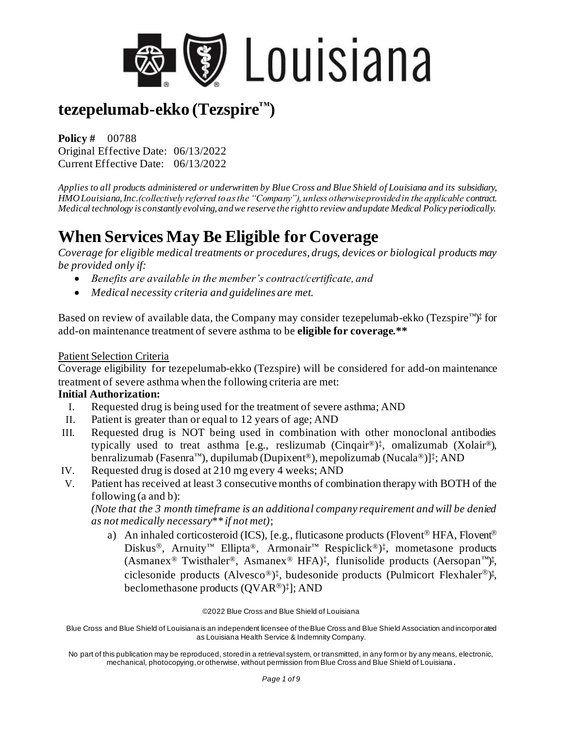# tezepelumab-ekko (Tezspire™)

**Policy #** 00788
Original Effective Date: 06/13/2022
Current Effective Date: 06/13/2022

*Applies to all products administered or underwritten by Blue Cross and Blue Shield of Louisiana and its subsidiary, HMO Louisiana, Inc.(collectively referred to as the "Company"), unless otherwise provided in the applicable contract. Medical technology is constantly evolving, and we reserve the right to review and update Medical Policy periodically.*

# When Services May Be Eligible for Coverage

*Coverage for eligible medical treatments or procedures, drugs, devices or biological products may be provided only if:*

- *Benefits are available in the member's contract/certificate, and*
- *Medical necessity criteria and guidelines are met.*

Based on review of available data, the Company may consider tezepelumab-ekko (Tezspire™)‡ for add-on maintenance treatment of severe asthma to be **eligible for coverage.****

Patient Selection Criteria

Coverage eligibility for tezepelumab-ekko (Tezspire) will be considered for add-on maintenance treatment of severe asthma when the following criteria are met:

**Initial Authorization:**

I. Requested drug is being used for the treatment of severe asthma; AND
II. Patient is greater than or equal to 12 years of age; AND
III. Requested drug is NOT being used in combination with other monoclonal antibodies typically used to treat asthma [e.g., reslizumab (Cinqair®)‡, omalizumab (Xolair®), benralizumab (Fasenra™), dupilumab (Dupixent®), mepolizumab (Nucala®)]‡; AND
IV. Requested drug is dosed at 210 mg every 4 weeks; AND
V. Patient has received at least 3 consecutive months of combination therapy with BOTH of the following (a and b):
*(Note that the 3 month timeframe is an additional company requirement and will be denied as not medically necessary** if not met)*;
   a) An inhaled corticosteroid (ICS), [e.g., fluticasone products (Flovent® HFA, Flovent® Diskus®, Arnuity™ Ellipta®, Armonair™ Respiclick®)‡, mometasone products (Asmanex® Twisthaler®, Asmanex® HFA)‡, flunisolide products (Aersopan™)‡, ciclesonide products (Alvesco®)‡, budesonide products (Pulmicort Flexhaler®)‡, beclomethasone products (QVAR®)‡]; AND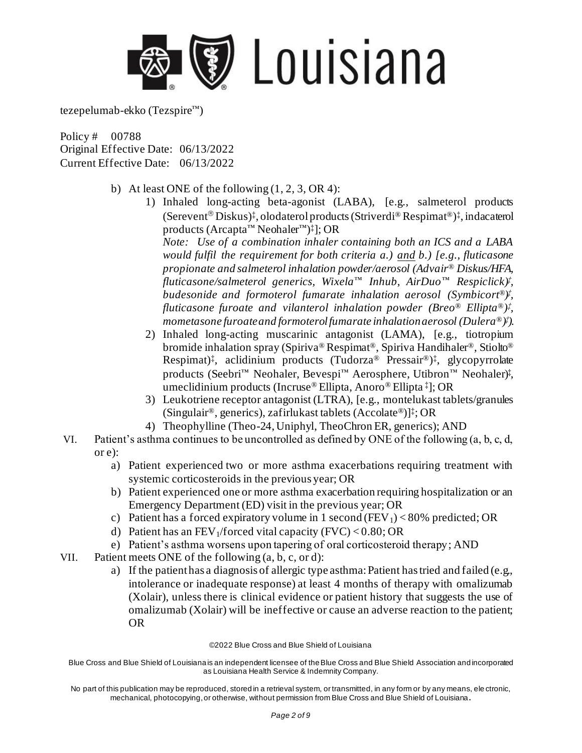b) At least ONE of the following (1, 2, 3, OR 4):

1) Inhaled long-acting beta-agonist (LABA), [e.g., salmeterol products (Serevent® Diskus)‡, olodaterol products (Striverdi® Respimat®)‡, indacaterol products (Arcapta™ Neohaler™)‡]; OR

*Note: Use of a combination inhaler containing both an ICS and a LABA would fulfil the requirement for both criteria a.) and b.) [e.g., fluticasone propionate and salmeterol inhalation powder/aerosol (Advair® Diskus/HFA, fluticasone/salmeterol generics, Wixela™ Inhub, AirDuo™ Respiclick)‡, budesonide and formoterol fumarate inhalation aerosol (Symbicort®)‡, fluticasone furoate and vilanterol inhalation powder (Breo® Ellipta®)‡, mometasone furoate and formoterol fumarate inhalation aerosol (Dulera®)‡).*

2) Inhaled long-acting muscarinic antagonist (LAMA), [e.g., tiotropium bromide inhalation spray (Spiriva® Respimat®, Spiriva Handihaler®, Stiolto® Respimat)‡, aclidinium products (Tudorza® Pressair®)‡, glycopyrrolate products (Seebri™ Neohaler, Bevespi™ Aerosphere, Utibron™ Neohaler)‡, umeclidinium products (Incruse® Ellipta, Anoro® Ellipta ‡]; OR

3) Leukotriene receptor antagonist (LTRA), [e.g., montelukast tablets/granules (Singulair®, generics), zafirlukast tablets (Accolate®)]‡; OR

4) Theophylline (Theo-24, Uniphyl, TheoChron ER, generics); AND

VI. Patient's asthma continues to be uncontrolled as defined by ONE of the following (a, b, c, d, or e):

a) Patient experienced two or more asthma exacerbations requiring treatment with systemic corticosteroids in the previous year; OR

b) Patient experienced one or more asthma exacerbation requiring hospitalization or an Emergency Department (ED) visit in the previous year; OR

c) Patient has a forced expiratory volume in 1 second ($FEV_1$) < 80% predicted; OR

d) Patient has an $FEV_1$/forced vital capacity (FVC) < 0.80; OR

e) Patient's asthma worsens upon tapering of oral corticosteroid therapy; AND

VII. Patient meets ONE of the following (a, b, c, or d):

a) If the patient has a diagnosis of allergic type asthma: Patient has tried and failed (e.g., intolerance or inadequate response) at least 4 months of therapy with omalizumab (Xolair), unless there is clinical evidence or patient history that suggests the use of omalizumab (Xolair) will be ineffective or cause an adverse reaction to the patient; OR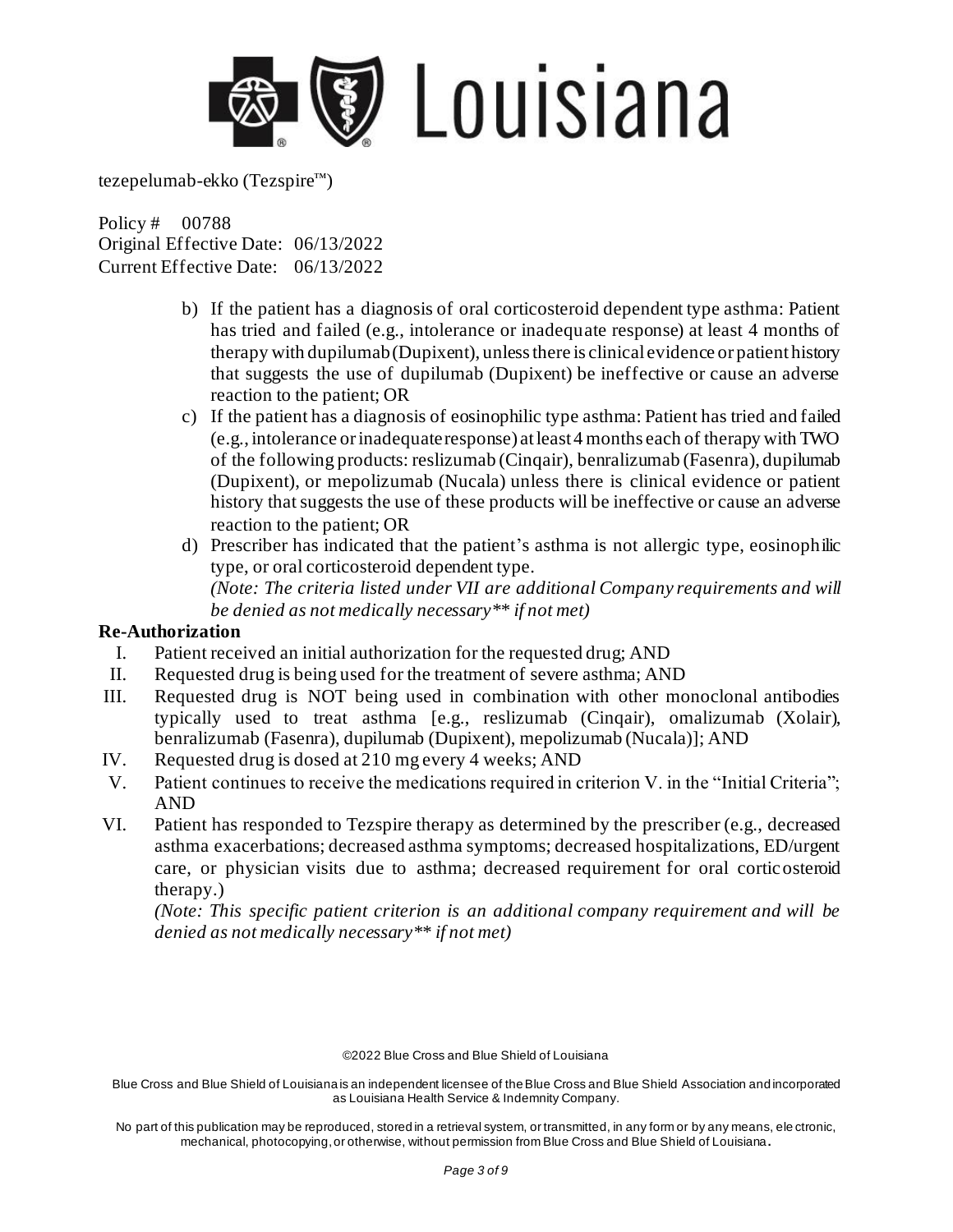b) If the patient has a diagnosis of oral corticosteroid dependent type asthma: Patient has tried and failed (e.g., intolerance or inadequate response) at least 4 months of therapy with dupilumab (Dupixent), unless there is clinical evidence or patient history that suggests the use of dupilumab (Dupixent) be ineffective or cause an adverse reaction to the patient; OR

c) If the patient has a diagnosis of eosinophilic type asthma: Patient has tried and failed (e.g., intolerance or inadequate response) at least 4 months each of therapy with TWO of the following products: reslizumab (Cinqair), benralizumab (Fasenra), dupilumab (Dupixent), or mepolizumab (Nucala) unless there is clinical evidence or patient history that suggests the use of these products will be ineffective or cause an adverse reaction to the patient; OR

d) Prescriber has indicated that the patient's asthma is not allergic type, eosinophilic type, or oral corticosteroid dependent type.

*(Note: The criteria listed under VII are additional Company requirements and will be denied as not medically necessary** if not met)*

**Re-Authorization**

I. Patient received an initial authorization for the requested drug; AND
II. Requested drug is being used for the treatment of severe asthma; AND
III. Requested drug is NOT being used in combination with other monoclonal antibodies typically used to treat asthma [e.g., reslizumab (Cinqair), omalizumab (Xolair), benralizumab (Fasenra), dupilumab (Dupixent), mepolizumab (Nucala)]; AND
IV. Requested drug is dosed at 210 mg every 4 weeks; AND
V. Patient continues to receive the medications required in criterion V. in the "Initial Criteria"; AND
VI. Patient has responded to Tezspire therapy as determined by the prescriber (e.g., decreased asthma exacerbations; decreased asthma symptoms; decreased hospitalizations, ED/urgent care, or physician visits due to asthma; decreased requirement for oral corticosteroid therapy.)

*(Note: This specific patient criterion is an additional company requirement and will be denied as not medically necessary** if not met)*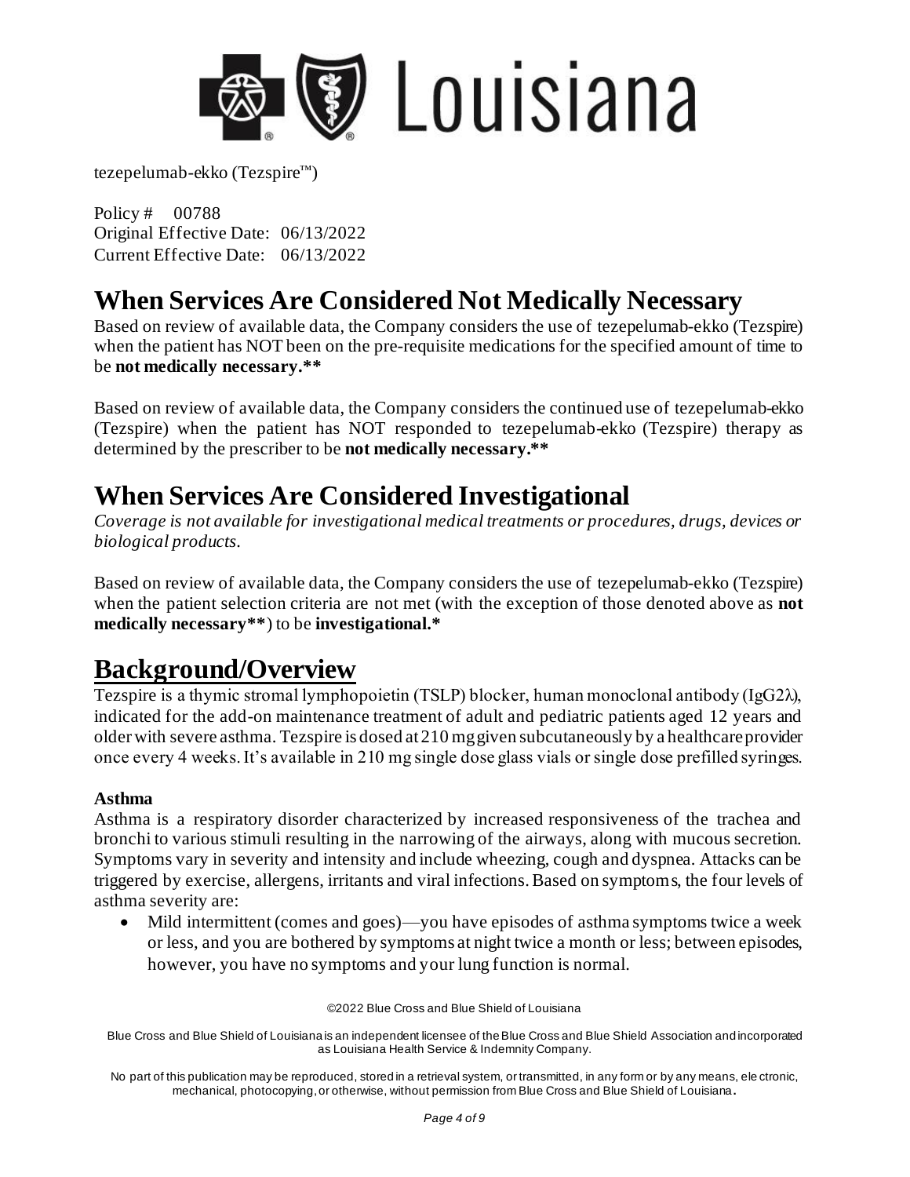tezepelumab-ekko (Tezspire™)

Policy # 00788
Original Effective Date: 06/13/2022
Current Effective Date: 06/13/2022

# When Services Are Considered Not Medically Necessary

Based on review of available data, the Company considers the use of tezepelumab-ekko (Tezspire) when the patient has NOT been on the pre-requisite medications for the specified amount of time to be **not medically necessary.****

Based on review of available data, the Company considers the continued use of tezepelumab-ekko (Tezspire) when the patient has NOT responded to tezepelumab-ekko (Tezspire) therapy as determined by the prescriber to be **not medically necessary.****

# When Services Are Considered Investigational

*Coverage is not available for investigational medical treatments or procedures, drugs, devices or biological products.*

Based on review of available data, the Company considers the use of tezepelumab-ekko (Tezspire) when the patient selection criteria are not met (with the exception of those denoted above as **not medically necessary****) to be **investigational.***

# Background/Overview

Tezspire is a thymic stromal lymphopoietin (TSLP) blocker, human monoclonal antibody (IgG2λ), indicated for the add-on maintenance treatment of adult and pediatric patients aged 12 years and older with severe asthma. Tezspire is dosed at 210 mg given subcutaneously by a healthcare provider once every 4 weeks. It's available in 210 mg single dose glass vials or single dose prefilled syringes.

### Asthma

Asthma is a respiratory disorder characterized by increased responsiveness of the trachea and bronchi to various stimuli resulting in the narrowing of the airways, along with mucous secretion. Symptoms vary in severity and intensity and include wheezing, cough and dyspnea. Attacks can be triggered by exercise, allergens, irritants and viral infections. Based on symptoms, the four levels of asthma severity are:

- Mild intermittent (comes and goes)—you have episodes of asthma symptoms twice a week or less, and you are bothered by symptoms at night twice a month or less; between episodes, however, you have no symptoms and your lung function is normal.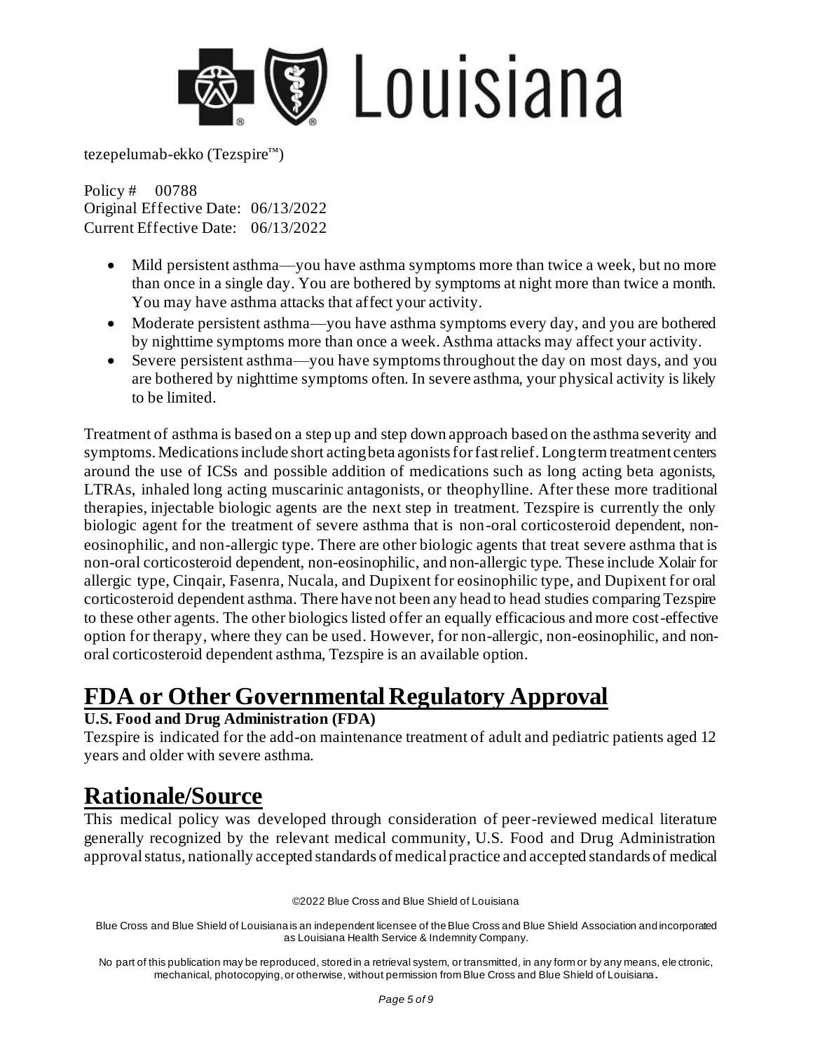- Mild persistent asthma—you have asthma symptoms more than twice a week, but no more than once in a single day. You are bothered by symptoms at night more than twice a month. You may have asthma attacks that affect your activity.
- Moderate persistent asthma—you have asthma symptoms every day, and you are bothered by nighttime symptoms more than once a week. Asthma attacks may affect your activity.
- Severe persistent asthma—you have symptoms throughout the day on most days, and you are bothered by nighttime symptoms often. In severe asthma, your physical activity is likely to be limited.

Treatment of asthma is based on a step up and step down approach based on the asthma severity and symptoms. Medications include short acting beta agonists for fast relief. Long term treatment centers around the use of ICSs and possible addition of medications such as long acting beta agonists, LTRAs, inhaled long acting muscarinic antagonists, or theophylline. After these more traditional therapies, injectable biologic agents are the next step in treatment. Tezspire is currently the only biologic agent for the treatment of severe asthma that is non-oral corticosteroid dependent, non-eosinophilic, and non-allergic type. There are other biologic agents that treat severe asthma that is non-oral corticosteroid dependent, non-eosinophilic, and non-allergic type. These include Xolair for allergic type, Cinqair, Fasenra, Nucala, and Dupixent for eosinophilic type, and Dupixent for oral corticosteroid dependent asthma. There have not been any head to head studies comparing Tezspire to these other agents. The other biologics listed offer an equally efficacious and more cost-effective option for therapy, where they can be used. However, for non-allergic, non-eosinophilic, and non-oral corticosteroid dependent asthma, Tezspire is an available option.

# FDA or Other Governmental Regulatory Approval

**U.S. Food and Drug Administration (FDA)**

Tezspire is indicated for the add-on maintenance treatment of adult and pediatric patients aged 12 years and older with severe asthma.

# Rationale/Source

This medical policy was developed through consideration of peer-reviewed medical literature generally recognized by the relevant medical community, U.S. Food and Drug Administration approval status, nationally accepted standards of medical practice and accepted standards of medical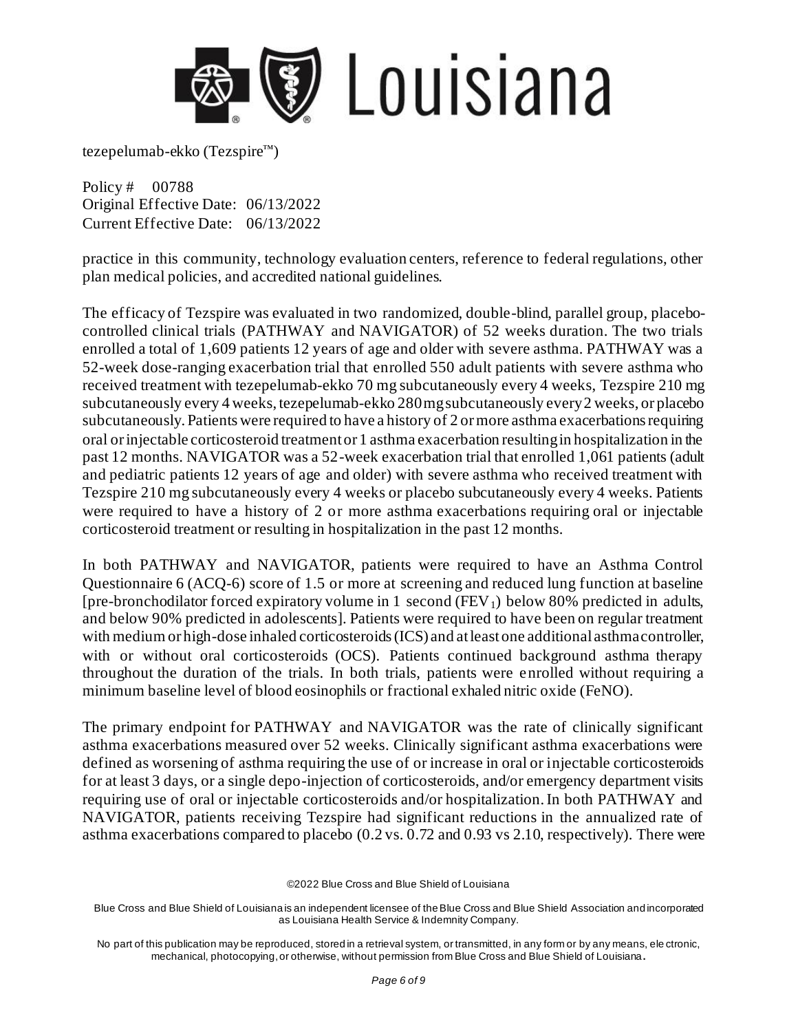practice in this community, technology evaluation centers, reference to federal regulations, other plan medical policies, and accredited national guidelines.

The efficacy of Tezspire was evaluated in two randomized, double-blind, parallel group, placebo-controlled clinical trials (PATHWAY and NAVIGATOR) of 52 weeks duration. The two trials enrolled a total of 1,609 patients 12 years of age and older with severe asthma. PATHWAY was a 52-week dose-ranging exacerbation trial that enrolled 550 adult patients with severe asthma who received treatment with tezepelumab-ekko 70 mg subcutaneously every 4 weeks, Tezspire 210 mg subcutaneously every 4 weeks, tezepelumab-ekko 280 mg subcutaneously every 2 weeks, or placebo subcutaneously. Patients were required to have a history of 2 or more asthma exacerbations requiring oral or injectable corticosteroid treatment or 1 asthma exacerbation resulting in hospitalization in the past 12 months. NAVIGATOR was a 52-week exacerbation trial that enrolled 1,061 patients (adult and pediatric patients 12 years of age and older) with severe asthma who received treatment with Tezspire 210 mg subcutaneously every 4 weeks or placebo subcutaneously every 4 weeks. Patients were required to have a history of 2 or more asthma exacerbations requiring oral or injectable corticosteroid treatment or resulting in hospitalization in the past 12 months.

In both PATHWAY and NAVIGATOR, patients were required to have an Asthma Control Questionnaire 6 (ACQ-6) score of 1.5 or more at screening and reduced lung function at baseline [pre-bronchodilator forced expiratory volume in 1 second ($FEV_1$) below 80% predicted in adults, and below 90% predicted in adolescents]. Patients were required to have been on regular treatment with medium or high-dose inhaled corticosteroids (ICS) and at least one additional asthma controller, with or without oral corticosteroids (OCS). Patients continued background asthma therapy throughout the duration of the trials. In both trials, patients were enrolled without requiring a minimum baseline level of blood eosinophils or fractional exhaled nitric oxide (FeNO).

The primary endpoint for PATHWAY and NAVIGATOR was the rate of clinically significant asthma exacerbations measured over 52 weeks. Clinically significant asthma exacerbations were defined as worsening of asthma requiring the use of or increase in oral or injectable corticosteroids for at least 3 days, or a single depo-injection of corticosteroids, and/or emergency department visits requiring use of oral or injectable corticosteroids and/or hospitalization. In both PATHWAY and NAVIGATOR, patients receiving Tezspire had significant reductions in the annualized rate of asthma exacerbations compared to placebo (0.2 vs. 0.72 and 0.93 vs 2.10, respectively). There were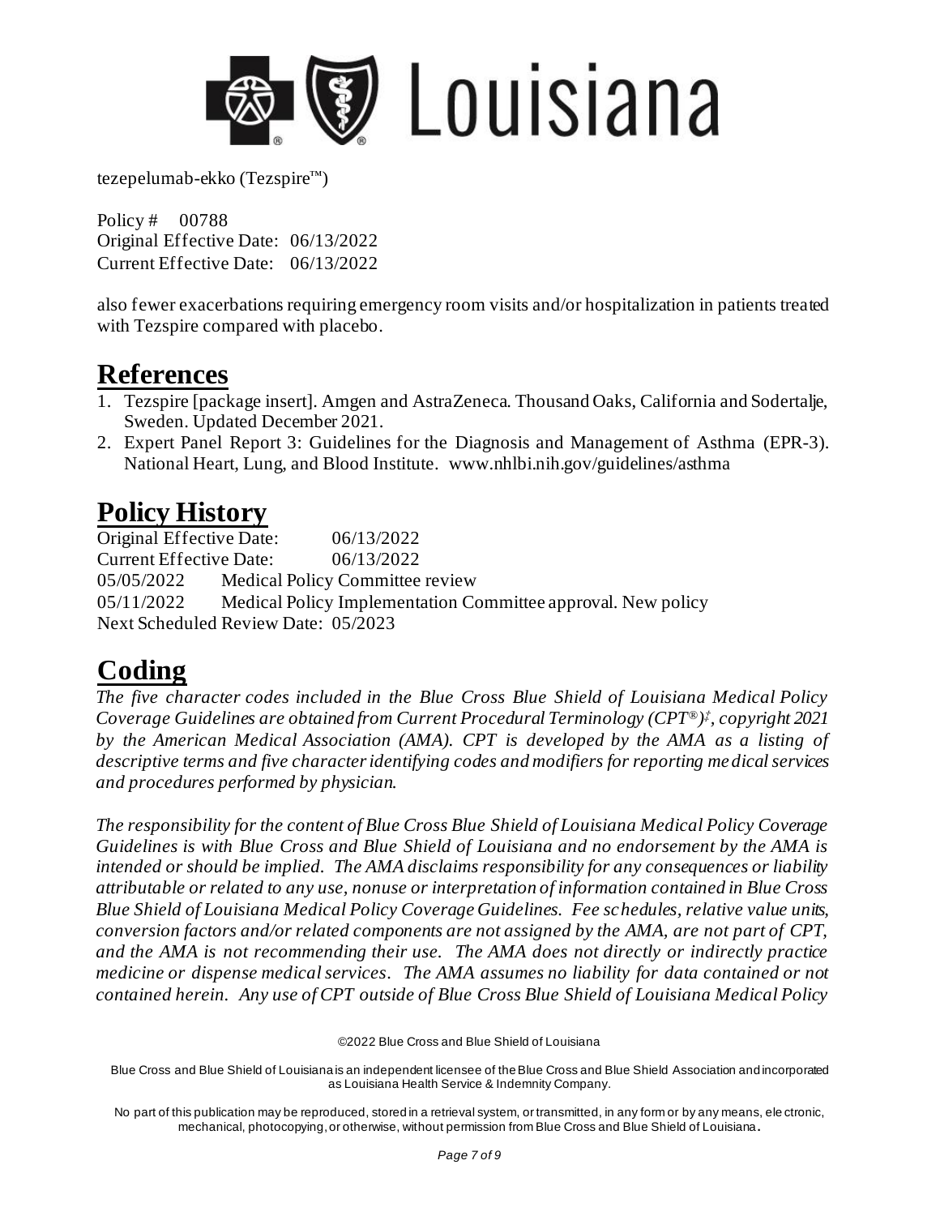also fewer exacerbations requiring emergency room visits and/or hospitalization in patients treated with Tezspire compared with placebo.

# References

1. Tezspire [package insert]. Amgen and AstraZeneca. Thousand Oaks, California and Sodertalje, Sweden. Updated December 2021.
2. Expert Panel Report 3: Guidelines for the Diagnosis and Management of Asthma (EPR-3). National Heart, Lung, and Blood Institute. www.nhlbi.nih.gov/guidelines/asthma

# Policy History

Original Effective Date: 06/13/2022
Current Effective Date: 06/13/2022
05/05/2022 Medical Policy Committee review
05/11/2022 Medical Policy Implementation Committee approval. New policy
Next Scheduled Review Date: 05/2023

# Coding

*The five character codes included in the Blue Cross Blue Shield of Louisiana Medical Policy Coverage Guidelines are obtained from Current Procedural Terminology (CPT®)‡, copyright 2021 by the American Medical Association (AMA). CPT is developed by the AMA as a listing of descriptive terms and five character identifying codes and modifiers for reporting medical services and procedures performed by physician.*

*The responsibility for the content of Blue Cross Blue Shield of Louisiana Medical Policy Coverage Guidelines is with Blue Cross and Blue Shield of Louisiana and no endorsement by the AMA is intended or should be implied. The AMA disclaims responsibility for any consequences or liability attributable or related to any use, nonuse or interpretation of information contained in Blue Cross Blue Shield of Louisiana Medical Policy Coverage Guidelines. Fee schedules, relative value units, conversion factors and/or related components are not assigned by the AMA, are not part of CPT, and the AMA is not recommending their use. The AMA does not directly or indirectly practice medicine or dispense medical services. The AMA assumes no liability for data contained or not contained herein. Any use of CPT outside of Blue Cross Blue Shield of Louisiana Medical Policy*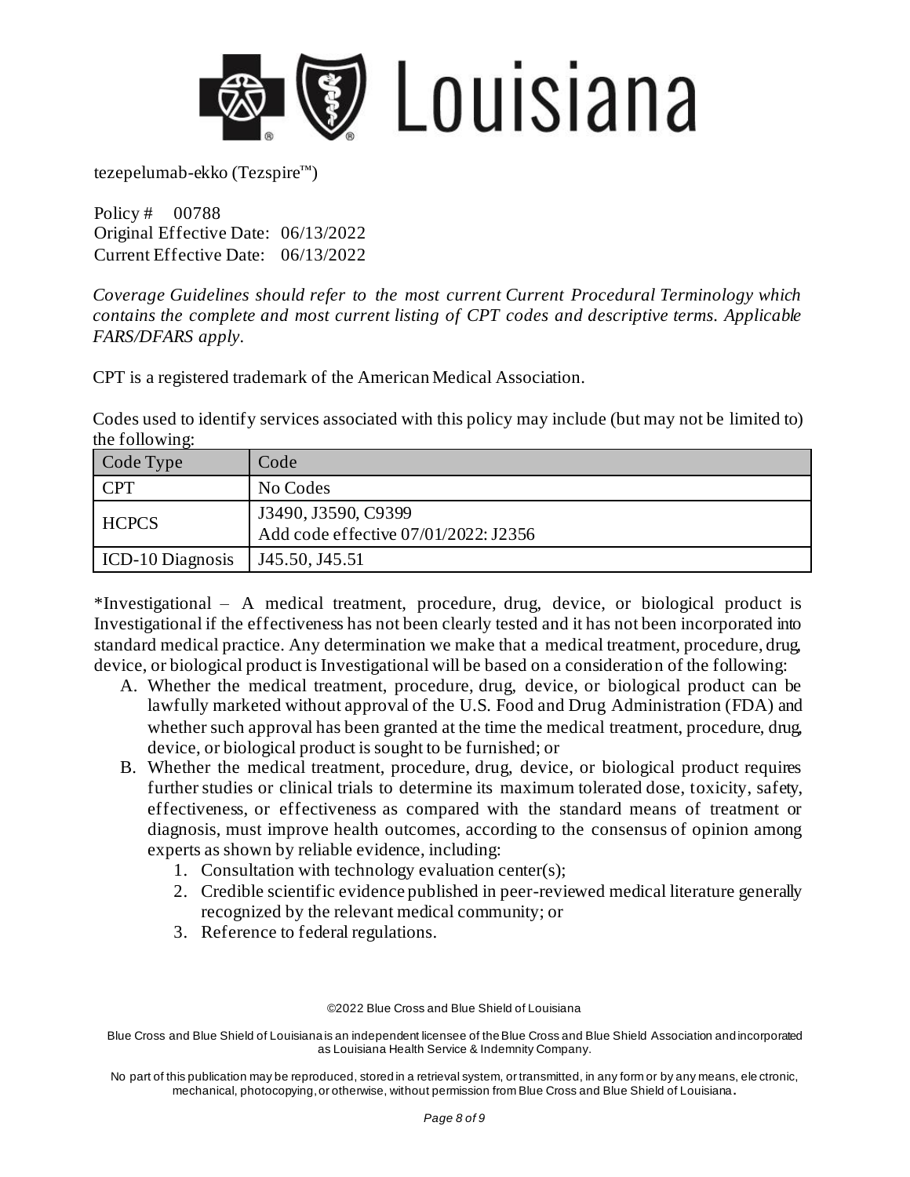tezepelumab-ekko (Tezspire™)

Policy # 00788
Original Effective Date: 06/13/2022
Current Effective Date: 06/13/2022

*Coverage Guidelines should refer to the most current Current Procedural Terminology which contains the complete and most current listing of CPT codes and descriptive terms. Applicable FARS/DFARS apply.*

CPT is a registered trademark of the American Medical Association.

Codes used to identify services associated with this policy may include (but may not be limited to) the following:

| Code Type | Code |
|---|---|
| CPT | No Codes |
| HCPCS | J3490, J3590, C9399<br>Add code effective 07/01/2022: J2356 |
| ICD-10 Diagnosis | J45.50, J45.51 |

*Investigational – A medical treatment, procedure, drug, device, or biological product is Investigational if the effectiveness has not been clearly tested and it has not been incorporated into standard medical practice. Any determination we make that a medical treatment, procedure, drug, device, or biological product is Investigational will be based on a consideration of the following:

A. Whether the medical treatment, procedure, drug, device, or biological product can be lawfully marketed without approval of the U.S. Food and Drug Administration (FDA) and whether such approval has been granted at the time the medical treatment, procedure, drug, device, or biological product is sought to be furnished; or
B. Whether the medical treatment, procedure, drug, device, or biological product requires further studies or clinical trials to determine its maximum tolerated dose, toxicity, safety, effectiveness, or effectiveness as compared with the standard means of treatment or diagnosis, must improve health outcomes, according to the consensus of opinion among experts as shown by reliable evidence, including:
    1. Consultation with technology evaluation center(s);
    2. Credible scientific evidence published in peer-reviewed medical literature generally recognized by the relevant medical community; or
    3. Reference to federal regulations.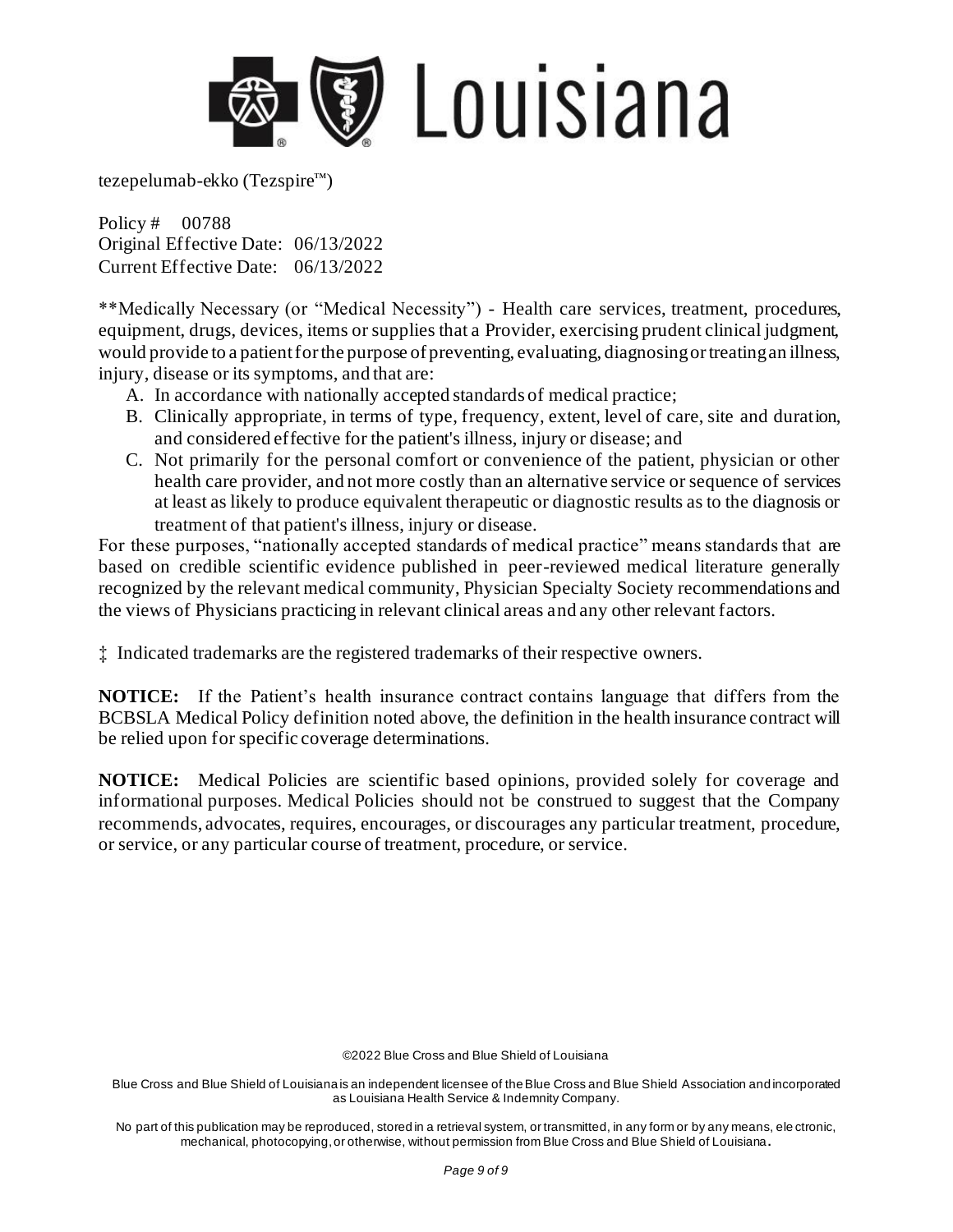tezepelumab-ekko (Tezspire™)

Policy # 00788
Original Effective Date: 06/13/2022
Current Effective Date: 06/13/2022

**Medically Necessary (or "Medical Necessity") - Health care services, treatment, procedures, equipment, drugs, devices, items or supplies that a Provider, exercising prudent clinical judgment, would provide to a patient for the purpose of preventing, evaluating, diagnosing or treating an illness, injury, disease or its symptoms, and that are:

A. In accordance with nationally accepted standards of medical practice;
B. Clinically appropriate, in terms of type, frequency, extent, level of care, site and duration, and considered effective for the patient's illness, injury or disease; and
C. Not primarily for the personal comfort or convenience of the patient, physician or other health care provider, and not more costly than an alternative service or sequence of services at least as likely to produce equivalent therapeutic or diagnostic results as to the diagnosis or treatment of that patient's illness, injury or disease.

For these purposes, "nationally accepted standards of medical practice" means standards that are based on credible scientific evidence published in peer-reviewed medical literature generally recognized by the relevant medical community, Physician Specialty Society recommendations and the views of Physicians practicing in relevant clinical areas and any other relevant factors.

‡ Indicated trademarks are the registered trademarks of their respective owners.

**NOTICE:** If the Patient's health insurance contract contains language that differs from the BCBSLA Medical Policy definition noted above, the definition in the health insurance contract will be relied upon for specific coverage determinations.

**NOTICE:** Medical Policies are scientific based opinions, provided solely for coverage and informational purposes. Medical Policies should not be construed to suggest that the Company recommends, advocates, requires, encourages, or discourages any particular treatment, procedure, or service, or any particular course of treatment, procedure, or service.

©2022 Blue Cross and Blue Shield of Louisiana

Blue Cross and Blue Shield of Louisiana is an independent licensee of the Blue Cross and Blue Shield Association and incorporated as Louisiana Health Service & Indemnity Company.

No part of this publication may be reproduced, stored in a retrieval system, or transmitted, in any form or by any means, electronic, mechanical, photocopying, or otherwise, without permission from Blue Cross and Blue Shield of Louisiana.